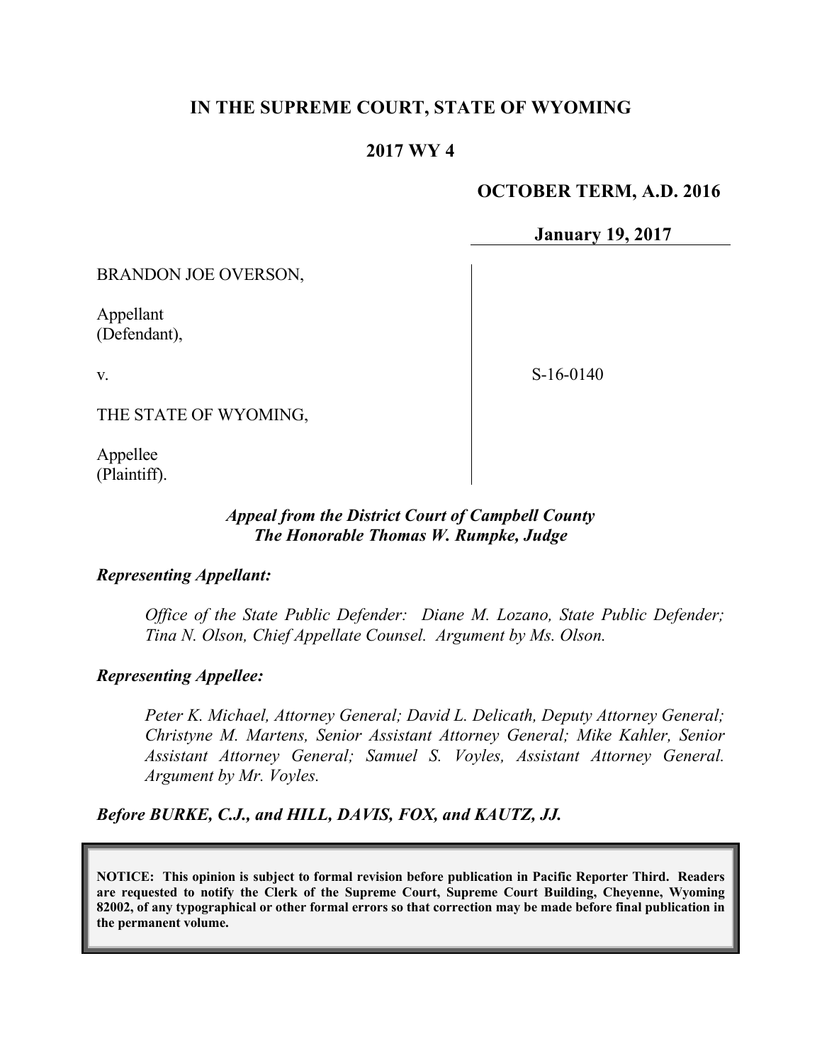**IN THE SUPREME COURT, STATE OF WYOMING**

**2017 WY 4**

**OCTOBER TERM, A.D. 2016**

**January 19, 2017**

BRANDON JOE OVERSON,

Appellant
(Defendant),

v.

S-16-0140

THE STATE OF WYOMING,

Appellee
(Plaintiff).

***Appeal from the District Court of Campbell County***
***The Honorable Thomas W. Rumpke, Judge***

***Representing Appellant:***

*Office of the State Public Defender: Diane M. Lozano, State Public Defender; Tina N. Olson, Chief Appellate Counsel. Argument by Ms. Olson.*

***Representing Appellee:***

*Peter K. Michael, Attorney General; David L. Delicath, Deputy Attorney General; Christyne M. Martens, Senior Assistant Attorney General; Mike Kahler, Senior Assistant Attorney General; Samuel S. Voyles, Assistant Attorney General. Argument by Mr. Voyles.*

***Before BURKE, C.J., and HILL, DAVIS, FOX, and KAUTZ, JJ.***

**NOTICE: This opinion is subject to formal revision before publication in Pacific Reporter Third. Readers are requested to notify the Clerk of the Supreme Court, Supreme Court Building, Cheyenne, Wyoming 82002, of any typographical or other formal errors so that correction may be made before final publication in the permanent volume.**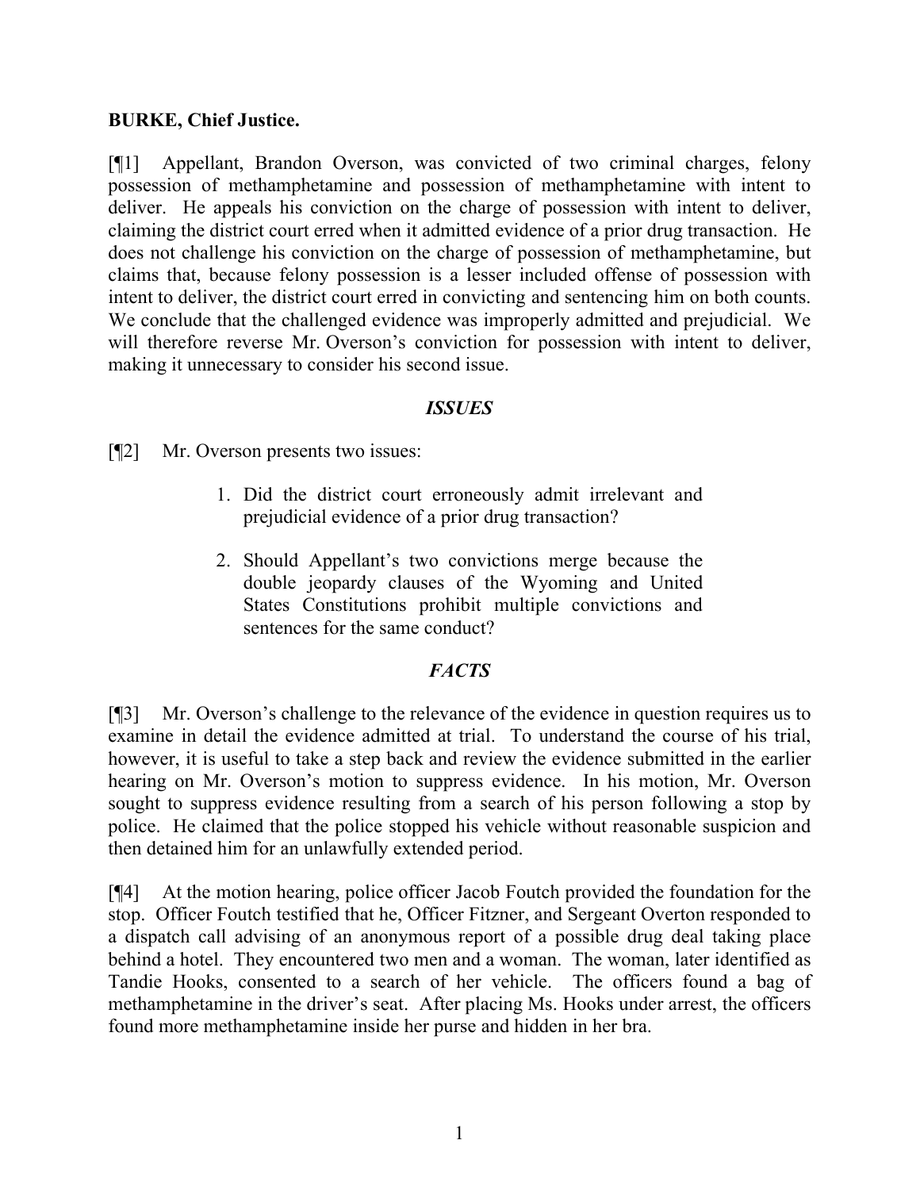**BURKE, Chief Justice.**

[¶1] Appellant, Brandon Overson, was convicted of two criminal charges, felony possession of methamphetamine and possession of methamphetamine with intent to deliver. He appeals his conviction on the charge of possession with intent to deliver, claiming the district court erred when it admitted evidence of a prior drug transaction. He does not challenge his conviction on the charge of possession of methamphetamine, but claims that, because felony possession is a lesser included offense of possession with intent to deliver, the district court erred in convicting and sentencing him on both counts. We conclude that the challenged evidence was improperly admitted and prejudicial. We will therefore reverse Mr. Overson's conviction for possession with intent to deliver, making it unnecessary to consider his second issue.

## *ISSUES*

[¶2] Mr. Overson presents two issues:

> 1. Did the district court erroneously admit irrelevant and prejudicial evidence of a prior drug transaction?
>
> 2. Should Appellant's two convictions merge because the double jeopardy clauses of the Wyoming and United States Constitutions prohibit multiple convictions and sentences for the same conduct?

## *FACTS*

[¶3] Mr. Overson's challenge to the relevance of the evidence in question requires us to examine in detail the evidence admitted at trial. To understand the course of his trial, however, it is useful to take a step back and review the evidence submitted in the earlier hearing on Mr. Overson's motion to suppress evidence. In his motion, Mr. Overson sought to suppress evidence resulting from a search of his person following a stop by police. He claimed that the police stopped his vehicle without reasonable suspicion and then detained him for an unlawfully extended period.

[¶4] At the motion hearing, police officer Jacob Foutch provided the foundation for the stop. Officer Foutch testified that he, Officer Fitzner, and Sergeant Overton responded to a dispatch call advising of an anonymous report of a possible drug deal taking place behind a hotel. They encountered two men and a woman. The woman, later identified as Tandie Hooks, consented to a search of her vehicle. The officers found a bag of methamphetamine in the driver's seat. After placing Ms. Hooks under arrest, the officers found more methamphetamine inside her purse and hidden in her bra.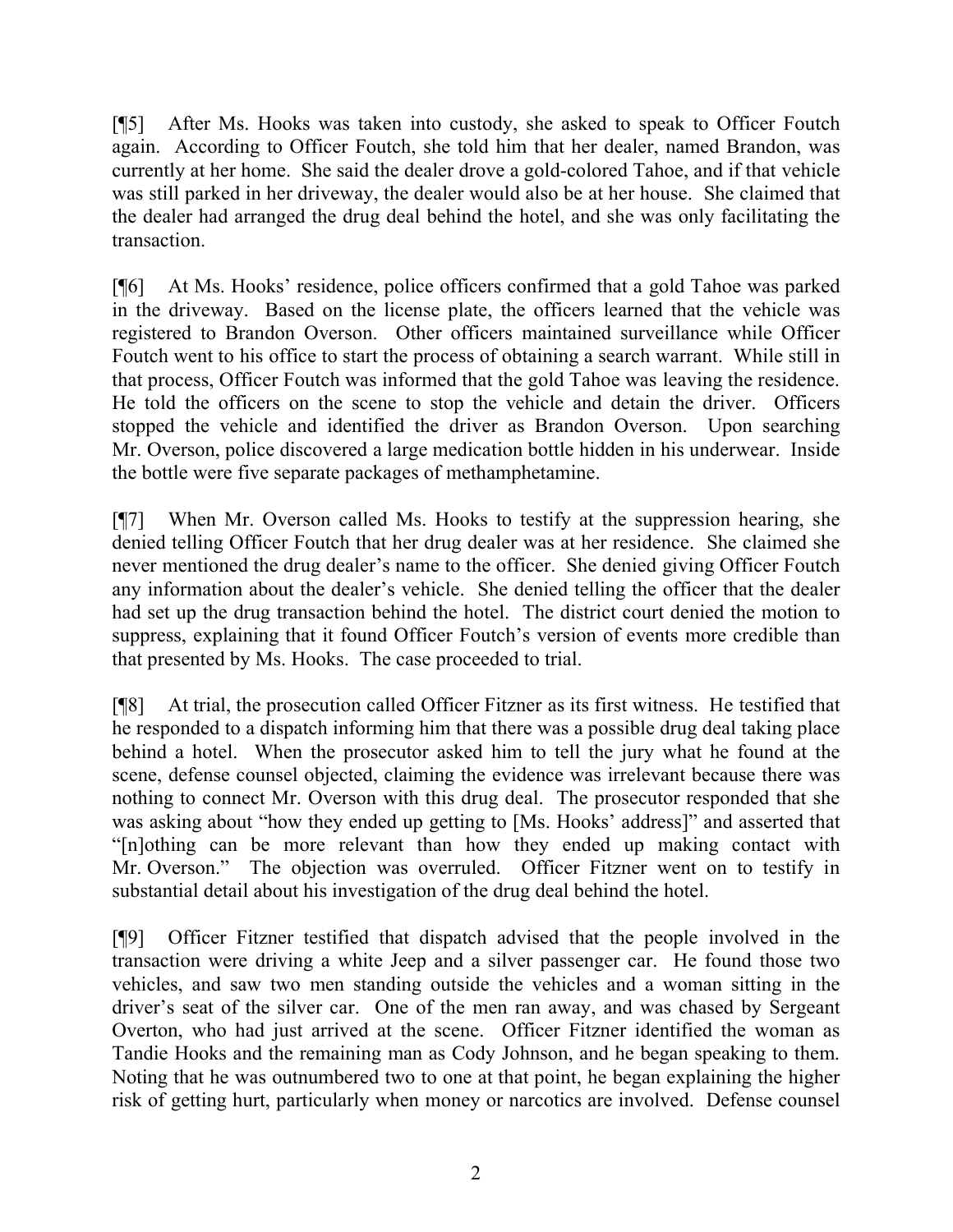[¶5] After Ms. Hooks was taken into custody, she asked to speak to Officer Foutch again. According to Officer Foutch, she told him that her dealer, named Brandon, was currently at her home. She said the dealer drove a gold-colored Tahoe, and if that vehicle was still parked in her driveway, the dealer would also be at her house. She claimed that the dealer had arranged the drug deal behind the hotel, and she was only facilitating the transaction.

[¶6] At Ms. Hooks' residence, police officers confirmed that a gold Tahoe was parked in the driveway. Based on the license plate, the officers learned that the vehicle was registered to Brandon Overson. Other officers maintained surveillance while Officer Foutch went to his office to start the process of obtaining a search warrant. While still in that process, Officer Foutch was informed that the gold Tahoe was leaving the residence. He told the officers on the scene to stop the vehicle and detain the driver. Officers stopped the vehicle and identified the driver as Brandon Overson. Upon searching Mr. Overson, police discovered a large medication bottle hidden in his underwear. Inside the bottle were five separate packages of methamphetamine.

[¶7] When Mr. Overson called Ms. Hooks to testify at the suppression hearing, she denied telling Officer Foutch that her drug dealer was at her residence. She claimed she never mentioned the drug dealer's name to the officer. She denied giving Officer Foutch any information about the dealer's vehicle. She denied telling the officer that the dealer had set up the drug transaction behind the hotel. The district court denied the motion to suppress, explaining that it found Officer Foutch's version of events more credible than that presented by Ms. Hooks. The case proceeded to trial.

[¶8] At trial, the prosecution called Officer Fitzner as its first witness. He testified that he responded to a dispatch informing him that there was a possible drug deal taking place behind a hotel. When the prosecutor asked him to tell the jury what he found at the scene, defense counsel objected, claiming the evidence was irrelevant because there was nothing to connect Mr. Overson with this drug deal. The prosecutor responded that she was asking about "how they ended up getting to [Ms. Hooks' address]" and asserted that "[n]othing can be more relevant than how they ended up making contact with Mr. Overson." The objection was overruled. Officer Fitzner went on to testify in substantial detail about his investigation of the drug deal behind the hotel.

[¶9] Officer Fitzner testified that dispatch advised that the people involved in the transaction were driving a white Jeep and a silver passenger car. He found those two vehicles, and saw two men standing outside the vehicles and a woman sitting in the driver's seat of the silver car. One of the men ran away, and was chased by Sergeant Overton, who had just arrived at the scene. Officer Fitzner identified the woman as Tandie Hooks and the remaining man as Cody Johnson, and he began speaking to them. Noting that he was outnumbered two to one at that point, he began explaining the higher risk of getting hurt, particularly when money or narcotics are involved. Defense counsel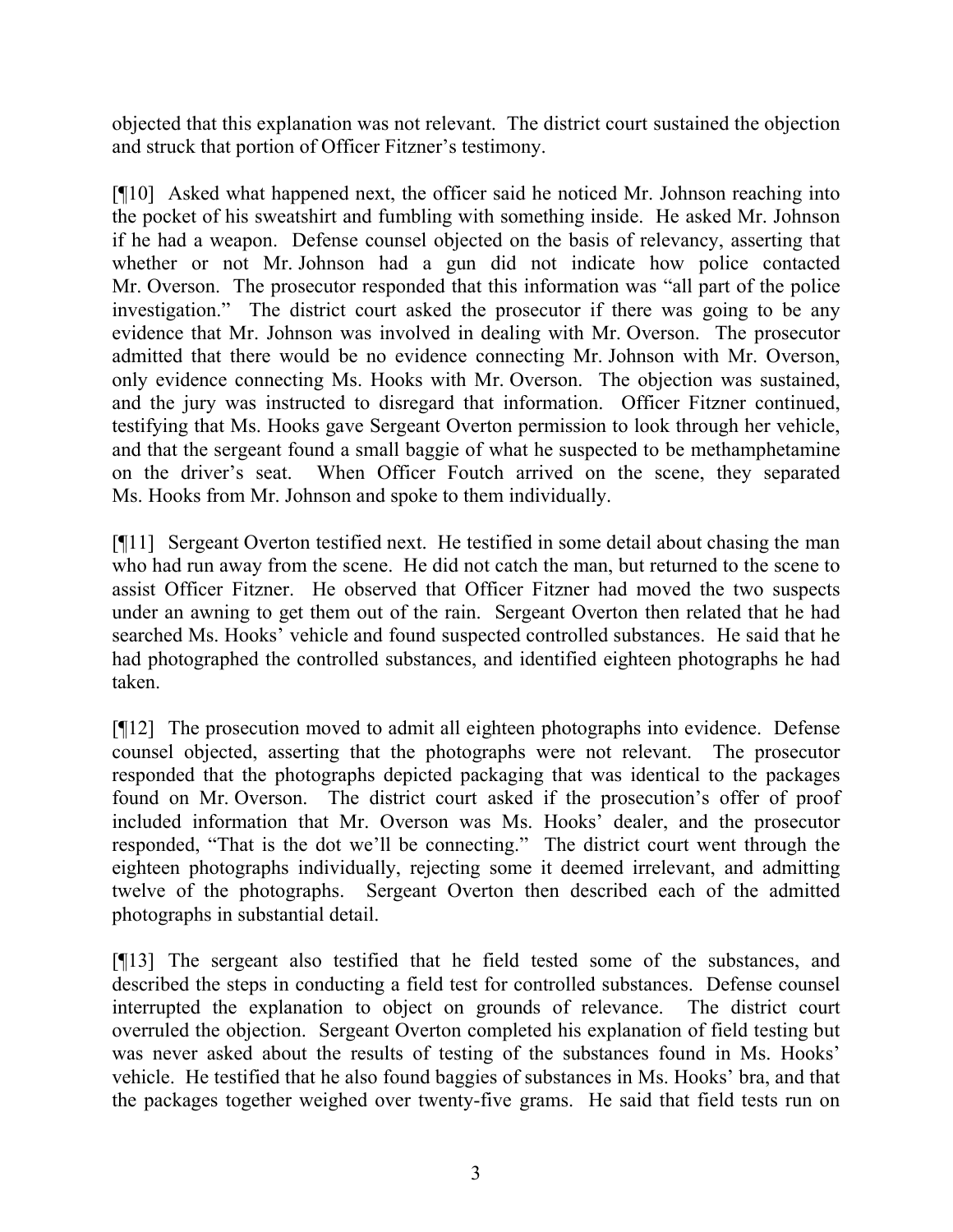objected that this explanation was not relevant. The district court sustained the objection and struck that portion of Officer Fitzner's testimony.

[¶10] Asked what happened next, the officer said he noticed Mr. Johnson reaching into the pocket of his sweatshirt and fumbling with something inside. He asked Mr. Johnson if he had a weapon. Defense counsel objected on the basis of relevancy, asserting that whether or not Mr. Johnson had a gun did not indicate how police contacted Mr. Overson. The prosecutor responded that this information was "all part of the police investigation." The district court asked the prosecutor if there was going to be any evidence that Mr. Johnson was involved in dealing with Mr. Overson. The prosecutor admitted that there would be no evidence connecting Mr. Johnson with Mr. Overson, only evidence connecting Ms. Hooks with Mr. Overson. The objection was sustained, and the jury was instructed to disregard that information. Officer Fitzner continued, testifying that Ms. Hooks gave Sergeant Overton permission to look through her vehicle, and that the sergeant found a small baggie of what he suspected to be methamphetamine on the driver's seat. When Officer Foutch arrived on the scene, they separated Ms. Hooks from Mr. Johnson and spoke to them individually.

[¶11] Sergeant Overton testified next. He testified in some detail about chasing the man who had run away from the scene. He did not catch the man, but returned to the scene to assist Officer Fitzner. He observed that Officer Fitzner had moved the two suspects under an awning to get them out of the rain. Sergeant Overton then related that he had searched Ms. Hooks' vehicle and found suspected controlled substances. He said that he had photographed the controlled substances, and identified eighteen photographs he had taken.

[¶12] The prosecution moved to admit all eighteen photographs into evidence. Defense counsel objected, asserting that the photographs were not relevant. The prosecutor responded that the photographs depicted packaging that was identical to the packages found on Mr. Overson. The district court asked if the prosecution's offer of proof included information that Mr. Overson was Ms. Hooks' dealer, and the prosecutor responded, "That is the dot we'll be connecting." The district court went through the eighteen photographs individually, rejecting some it deemed irrelevant, and admitting twelve of the photographs. Sergeant Overton then described each of the admitted photographs in substantial detail.

[¶13] The sergeant also testified that he field tested some of the substances, and described the steps in conducting a field test for controlled substances. Defense counsel interrupted the explanation to object on grounds of relevance. The district court overruled the objection. Sergeant Overton completed his explanation of field testing but was never asked about the results of testing of the substances found in Ms. Hooks' vehicle. He testified that he also found baggies of substances in Ms. Hooks' bra, and that the packages together weighed over twenty-five grams. He said that field tests run on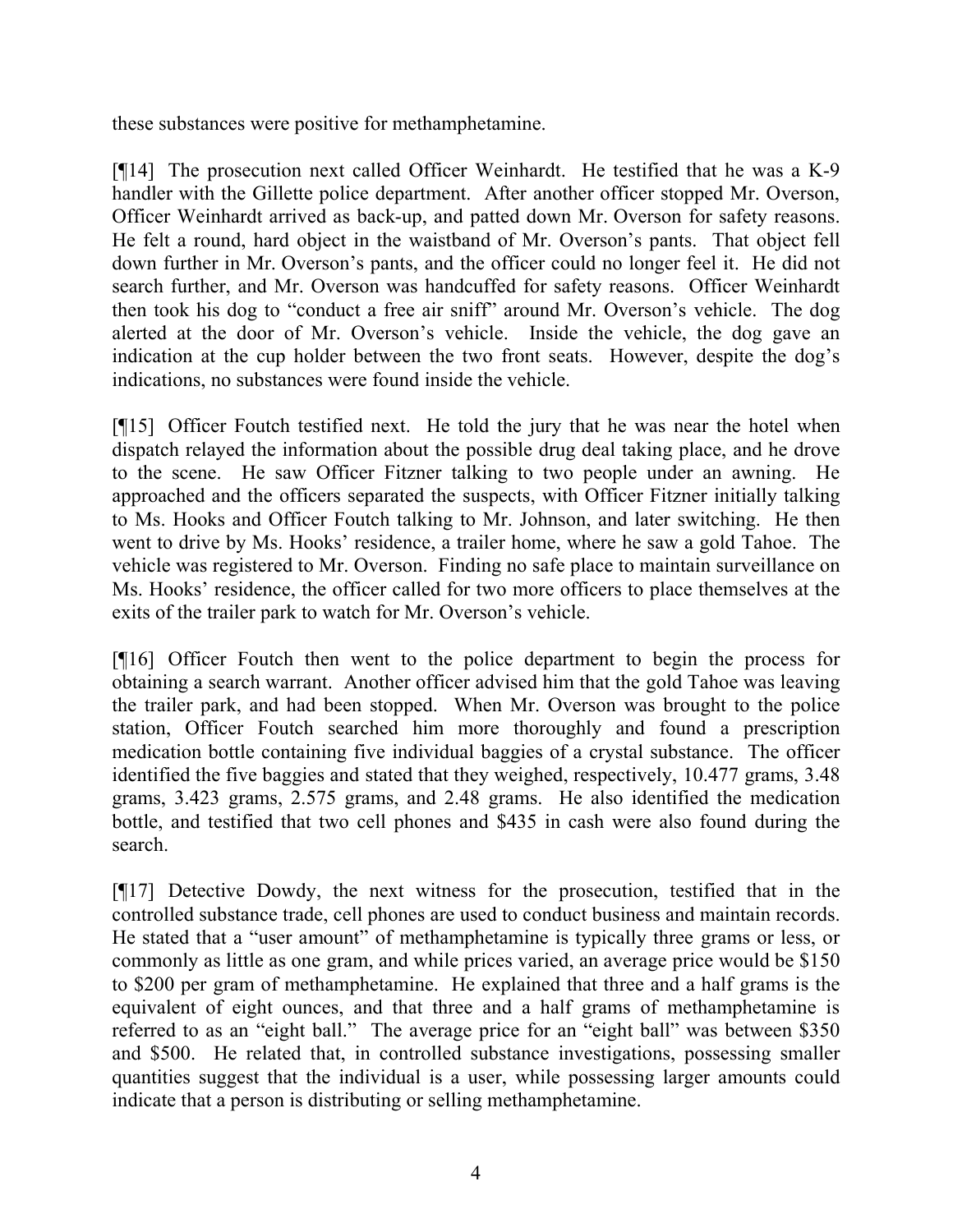these substances were positive for methamphetamine.

[¶14] The prosecution next called Officer Weinhardt. He testified that he was a K-9 handler with the Gillette police department. After another officer stopped Mr. Overson, Officer Weinhardt arrived as back-up, and patted down Mr. Overson for safety reasons. He felt a round, hard object in the waistband of Mr. Overson's pants. That object fell down further in Mr. Overson's pants, and the officer could no longer feel it. He did not search further, and Mr. Overson was handcuffed for safety reasons. Officer Weinhardt then took his dog to "conduct a free air sniff" around Mr. Overson's vehicle. The dog alerted at the door of Mr. Overson's vehicle. Inside the vehicle, the dog gave an indication at the cup holder between the two front seats. However, despite the dog's indications, no substances were found inside the vehicle.

[¶15] Officer Foutch testified next. He told the jury that he was near the hotel when dispatch relayed the information about the possible drug deal taking place, and he drove to the scene. He saw Officer Fitzner talking to two people under an awning. He approached and the officers separated the suspects, with Officer Fitzner initially talking to Ms. Hooks and Officer Foutch talking to Mr. Johnson, and later switching. He then went to drive by Ms. Hooks' residence, a trailer home, where he saw a gold Tahoe. The vehicle was registered to Mr. Overson. Finding no safe place to maintain surveillance on Ms. Hooks' residence, the officer called for two more officers to place themselves at the exits of the trailer park to watch for Mr. Overson's vehicle.

[¶16] Officer Foutch then went to the police department to begin the process for obtaining a search warrant. Another officer advised him that the gold Tahoe was leaving the trailer park, and had been stopped. When Mr. Overson was brought to the police station, Officer Foutch searched him more thoroughly and found a prescription medication bottle containing five individual baggies of a crystal substance. The officer identified the five baggies and stated that they weighed, respectively, 10.477 grams, 3.48 grams, 3.423 grams, 2.575 grams, and 2.48 grams. He also identified the medication bottle, and testified that two cell phones and $435 in cash were also found during the search.

[¶17] Detective Dowdy, the next witness for the prosecution, testified that in the controlled substance trade, cell phones are used to conduct business and maintain records. He stated that a "user amount" of methamphetamine is typically three grams or less, or commonly as little as one gram, and while prices varied, an average price would be $150 to $200 per gram of methamphetamine. He explained that three and a half grams is the equivalent of eight ounces, and that three and a half grams of methamphetamine is referred to as an "eight ball." The average price for an "eight ball" was between $350 and $500. He related that, in controlled substance investigations, possessing smaller quantities suggest that the individual is a user, while possessing larger amounts could indicate that a person is distributing or selling methamphetamine.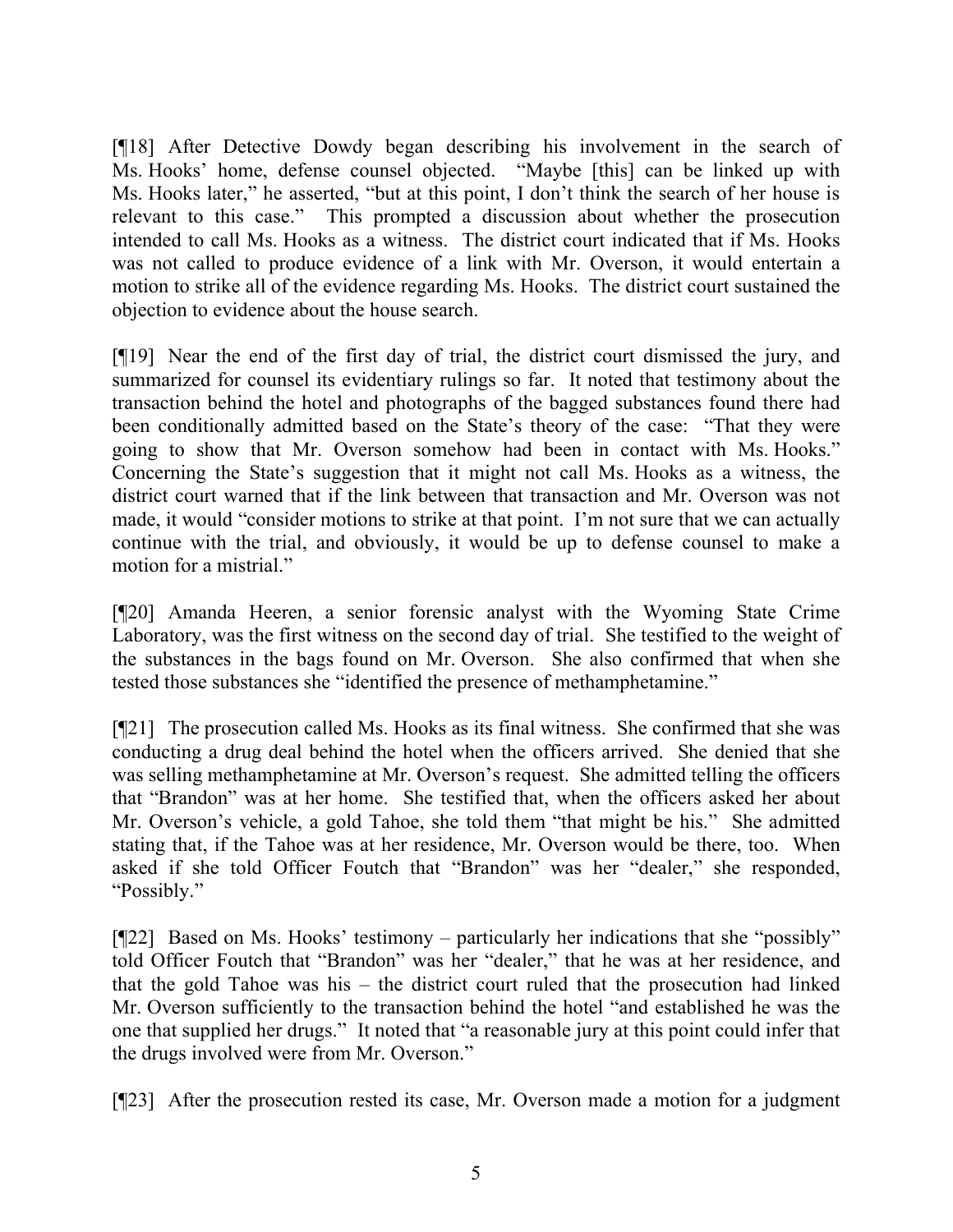[¶18] After Detective Dowdy began describing his involvement in the search of Ms. Hooks' home, defense counsel objected. "Maybe [this] can be linked up with Ms. Hooks later," he asserted, "but at this point, I don't think the search of her house is relevant to this case." This prompted a discussion about whether the prosecution intended to call Ms. Hooks as a witness. The district court indicated that if Ms. Hooks was not called to produce evidence of a link with Mr. Overson, it would entertain a motion to strike all of the evidence regarding Ms. Hooks. The district court sustained the objection to evidence about the house search.

[¶19] Near the end of the first day of trial, the district court dismissed the jury, and summarized for counsel its evidentiary rulings so far. It noted that testimony about the transaction behind the hotel and photographs of the bagged substances found there had been conditionally admitted based on the State's theory of the case: "That they were going to show that Mr. Overson somehow had been in contact with Ms. Hooks." Concerning the State's suggestion that it might not call Ms. Hooks as a witness, the district court warned that if the link between that transaction and Mr. Overson was not made, it would "consider motions to strike at that point. I'm not sure that we can actually continue with the trial, and obviously, it would be up to defense counsel to make a motion for a mistrial."

[¶20] Amanda Heeren, a senior forensic analyst with the Wyoming State Crime Laboratory, was the first witness on the second day of trial. She testified to the weight of the substances in the bags found on Mr. Overson. She also confirmed that when she tested those substances she "identified the presence of methamphetamine."

[¶21] The prosecution called Ms. Hooks as its final witness. She confirmed that she was conducting a drug deal behind the hotel when the officers arrived. She denied that she was selling methamphetamine at Mr. Overson's request. She admitted telling the officers that "Brandon" was at her home. She testified that, when the officers asked her about Mr. Overson's vehicle, a gold Tahoe, she told them "that might be his." She admitted stating that, if the Tahoe was at her residence, Mr. Overson would be there, too. When asked if she told Officer Foutch that "Brandon" was her "dealer," she responded, "Possibly."

[¶22] Based on Ms. Hooks' testimony – particularly her indications that she "possibly" told Officer Foutch that "Brandon" was her "dealer," that he was at her residence, and that the gold Tahoe was his – the district court ruled that the prosecution had linked Mr. Overson sufficiently to the transaction behind the hotel "and established he was the one that supplied her drugs." It noted that "a reasonable jury at this point could infer that the drugs involved were from Mr. Overson."

[¶23] After the prosecution rested its case, Mr. Overson made a motion for a judgment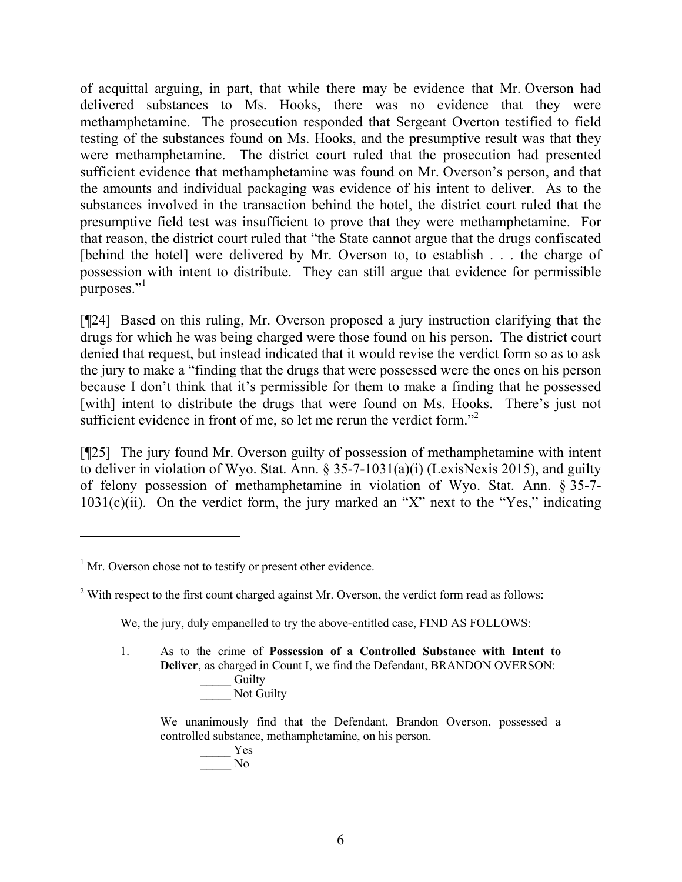of acquittal arguing, in part, that while there may be evidence that Mr. Overson had delivered substances to Ms. Hooks, there was no evidence that they were methamphetamine. The prosecution responded that Sergeant Overton testified to field testing of the substances found on Ms. Hooks, and the presumptive result was that they were methamphetamine. The district court ruled that the prosecution had presented sufficient evidence that methamphetamine was found on Mr. Overson's person, and that the amounts and individual packaging was evidence of his intent to deliver. As to the substances involved in the transaction behind the hotel, the district court ruled that the presumptive field test was insufficient to prove that they were methamphetamine. For that reason, the district court ruled that "the State cannot argue that the drugs confiscated [behind the hotel] were delivered by Mr. Overson to, to establish . . . the charge of possession with intent to distribute. They can still argue that evidence for permissible purposes."[1]

[¶24] Based on this ruling, Mr. Overson proposed a jury instruction clarifying that the drugs for which he was being charged were those found on his person. The district court denied that request, but instead indicated that it would revise the verdict form so as to ask the jury to make a "finding that the drugs that were possessed were the ones on his person because I don't think that it's permissible for them to make a finding that he possessed [with] intent to distribute the drugs that were found on Ms. Hooks. There's just not sufficient evidence in front of me, so let me rerun the verdict form."[2]

[¶25] The jury found Mr. Overson guilty of possession of methamphetamine with intent to deliver in violation of Wyo. Stat. Ann. § 35-7-1031(a)(i) (LexisNexis 2015), and guilty of felony possession of methamphetamine in violation of Wyo. Stat. Ann. § 35-7-1031(c)(ii). On the verdict form, the jury marked an "X" next to the "Yes," indicating

---

[1] Mr. Overson chose not to testify or present other evidence.

[2] With respect to the first count charged against Mr. Overson, the verdict form read as follows:

> We, the jury, duly empanelled to try the above-entitled case, FIND AS FOLLOWS:
>
> 1. As to the crime of **Possession of a Controlled Substance with Intent to Deliver**, as charged in Count I, we find the Defendant, BRANDON OVERSON:
>
>    _____ Guilty
>
>    _____ Not Guilty
>
> We unanimously find that the Defendant, Brandon Overson, possessed a controlled substance, methamphetamine, on his person.
>
>    _____ Yes
>
>    _____ No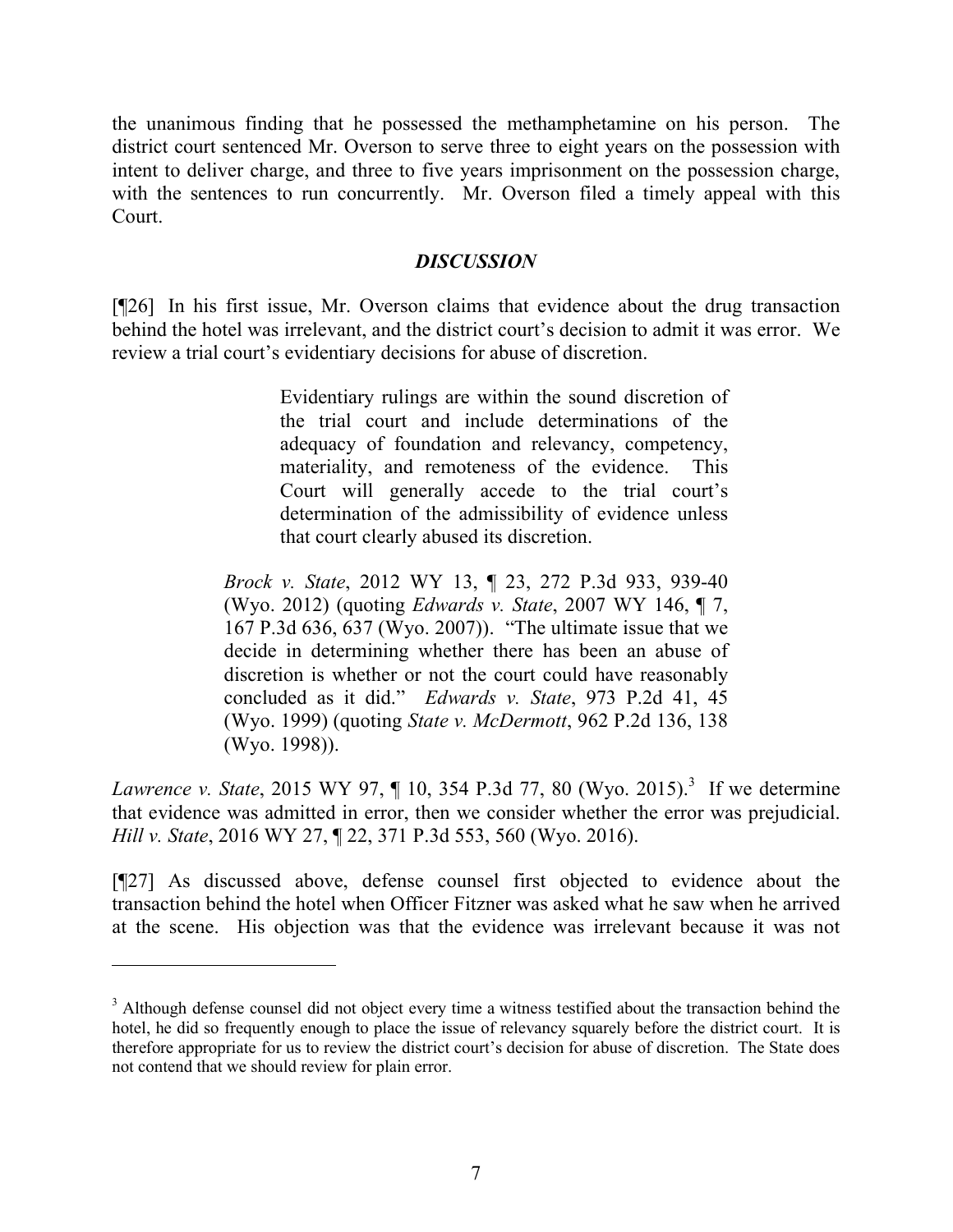the unanimous finding that he possessed the methamphetamine on his person. The district court sentenced Mr. Overson to serve three to eight years on the possession with intent to deliver charge, and three to five years imprisonment on the possession charge, with the sentences to run concurrently. Mr. Overson filed a timely appeal with this Court.

## *DISCUSSION*

[¶26] In his first issue, Mr. Overson claims that evidence about the drug transaction behind the hotel was irrelevant, and the district court's decision to admit it was error. We review a trial court's evidentiary decisions for abuse of discretion.

> Evidentiary rulings are within the sound discretion of the trial court and include determinations of the adequacy of foundation and relevancy, competency, materiality, and remoteness of the evidence. This Court will generally accede to the trial court's determination of the admissibility of evidence unless that court clearly abused its discretion.
>
> *Brock v. State*, 2012 WY 13, ¶ 23, 272 P.3d 933, 939-40 (Wyo. 2012) (quoting *Edwards v. State*, 2007 WY 146, ¶ 7, 167 P.3d 636, 637 (Wyo. 2007)). "The ultimate issue that we decide in determining whether there has been an abuse of discretion is whether or not the court could have reasonably concluded as it did." *Edwards v. State*, 973 P.2d 41, 45 (Wyo. 1999) (quoting *State v. McDermott*, 962 P.2d 136, 138 (Wyo. 1998)).

*Lawrence v. State*, 2015 WY 97, ¶ 10, 354 P.3d 77, 80 (Wyo. 2015).[3] If we determine that evidence was admitted in error, then we consider whether the error was prejudicial. *Hill v. State*, 2016 WY 27, ¶ 22, 371 P.3d 553, 560 (Wyo. 2016).

[¶27] As discussed above, defense counsel first objected to evidence about the transaction behind the hotel when Officer Fitzner was asked what he saw when he arrived at the scene. His objection was that the evidence was irrelevant because it was not

---

[3] Although defense counsel did not object every time a witness testified about the transaction behind the hotel, he did so frequently enough to place the issue of relevancy squarely before the district court. It is therefore appropriate for us to review the district court's decision for abuse of discretion. The State does not contend that we should review for plain error.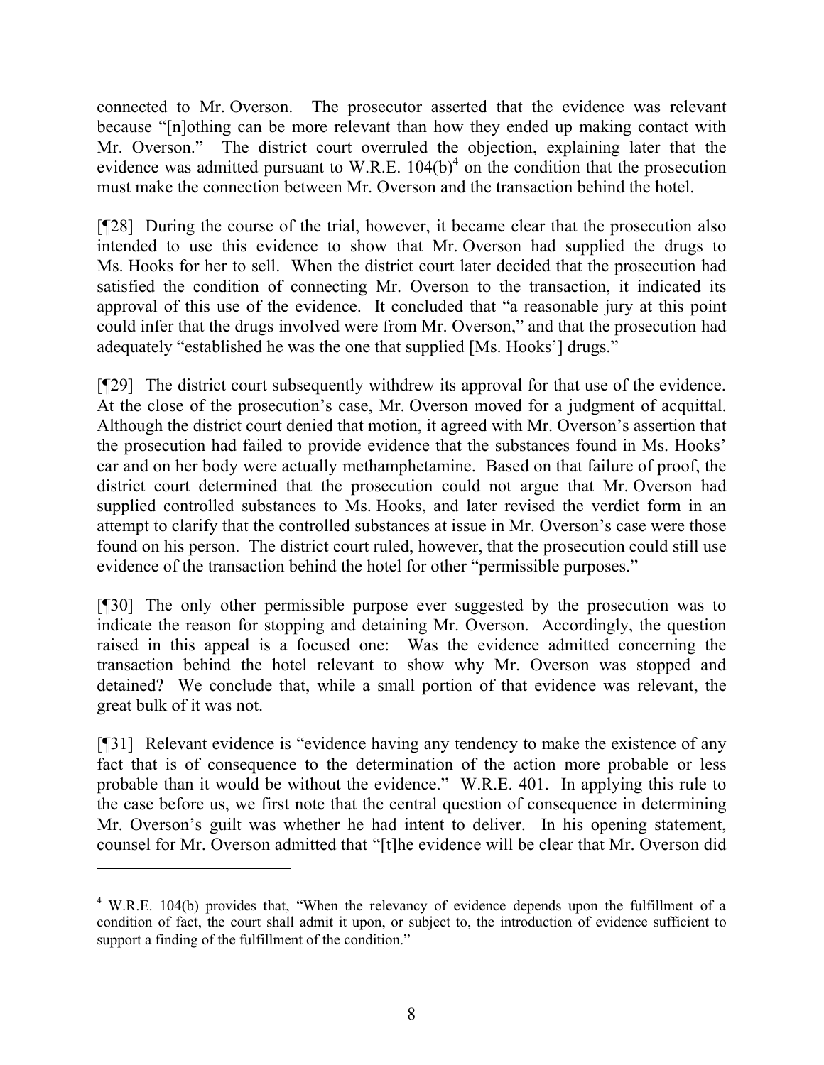connected to Mr. Overson. The prosecutor asserted that the evidence was relevant because "[n]othing can be more relevant than how they ended up making contact with Mr. Overson." The district court overruled the objection, explaining later that the evidence was admitted pursuant to W.R.E. 104(b)[4] on the condition that the prosecution must make the connection between Mr. Overson and the transaction behind the hotel.

[¶28] During the course of the trial, however, it became clear that the prosecution also intended to use this evidence to show that Mr. Overson had supplied the drugs to Ms. Hooks for her to sell. When the district court later decided that the prosecution had satisfied the condition of connecting Mr. Overson to the transaction, it indicated its approval of this use of the evidence. It concluded that "a reasonable jury at this point could infer that the drugs involved were from Mr. Overson," and that the prosecution had adequately "established he was the one that supplied [Ms. Hooks'] drugs."

[¶29] The district court subsequently withdrew its approval for that use of the evidence. At the close of the prosecution's case, Mr. Overson moved for a judgment of acquittal. Although the district court denied that motion, it agreed with Mr. Overson's assertion that the prosecution had failed to provide evidence that the substances found in Ms. Hooks' car and on her body were actually methamphetamine. Based on that failure of proof, the district court determined that the prosecution could not argue that Mr. Overson had supplied controlled substances to Ms. Hooks, and later revised the verdict form in an attempt to clarify that the controlled substances at issue in Mr. Overson's case were those found on his person. The district court ruled, however, that the prosecution could still use evidence of the transaction behind the hotel for other "permissible purposes."

[¶30] The only other permissible purpose ever suggested by the prosecution was to indicate the reason for stopping and detaining Mr. Overson. Accordingly, the question raised in this appeal is a focused one: Was the evidence admitted concerning the transaction behind the hotel relevant to show why Mr. Overson was stopped and detained? We conclude that, while a small portion of that evidence was relevant, the great bulk of it was not.

[¶31] Relevant evidence is "evidence having any tendency to make the existence of any fact that is of consequence to the determination of the action more probable or less probable than it would be without the evidence." W.R.E. 401. In applying this rule to the case before us, we first note that the central question of consequence in determining Mr. Overson's guilt was whether he had intent to deliver. In his opening statement, counsel for Mr. Overson admitted that "[t]he evidence will be clear that Mr. Overson did

---

[4] W.R.E. 104(b) provides that, "When the relevancy of evidence depends upon the fulfillment of a condition of fact, the court shall admit it upon, or subject to, the introduction of evidence sufficient to support a finding of the fulfillment of the condition."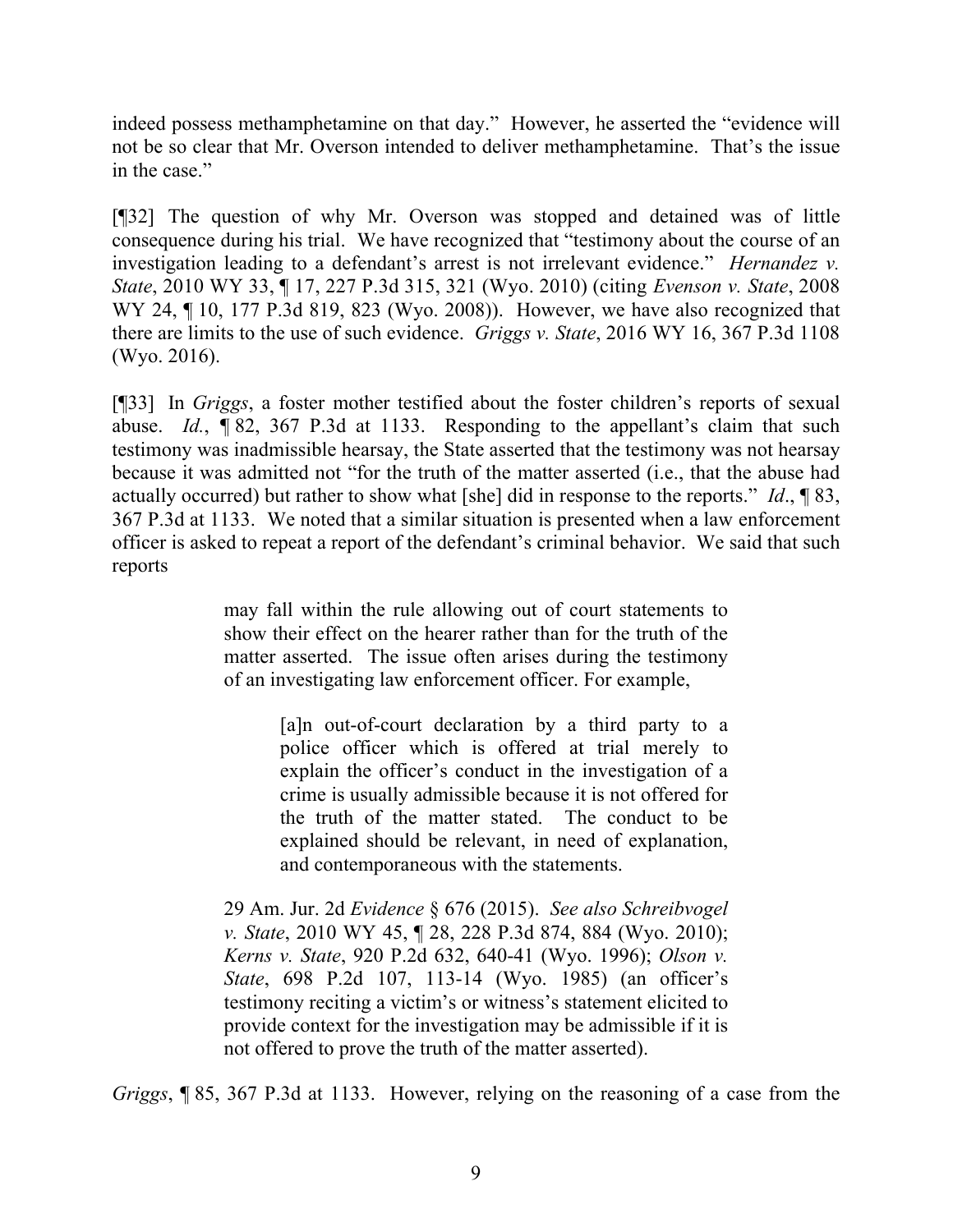indeed possess methamphetamine on that day." However, he asserted the "evidence will not be so clear that Mr. Overson intended to deliver methamphetamine. That's the issue in the case."

[¶32] The question of why Mr. Overson was stopped and detained was of little consequence during his trial. We have recognized that "testimony about the course of an investigation leading to a defendant's arrest is not irrelevant evidence." *Hernandez v. State*, 2010 WY 33, ¶ 17, 227 P.3d 315, 321 (Wyo. 2010) (citing *Evenson v. State*, 2008 WY 24, ¶ 10, 177 P.3d 819, 823 (Wyo. 2008)). However, we have also recognized that there are limits to the use of such evidence. *Griggs v. State*, 2016 WY 16, 367 P.3d 1108 (Wyo. 2016).

[¶33] In *Griggs*, a foster mother testified about the foster children's reports of sexual abuse. *Id.*, ¶ 82, 367 P.3d at 1133. Responding to the appellant's claim that such testimony was inadmissible hearsay, the State asserted that the testimony was not hearsay because it was admitted not "for the truth of the matter asserted (i.e., that the abuse had actually occurred) but rather to show what [she] did in response to the reports." *Id.*, ¶ 83, 367 P.3d at 1133. We noted that a similar situation is presented when a law enforcement officer is asked to repeat a report of the defendant's criminal behavior. We said that such reports

> may fall within the rule allowing out of court statements to show their effect on the hearer rather than for the truth of the matter asserted. The issue often arises during the testimony of an investigating law enforcement officer. For example,
>
> > [a]n out-of-court declaration by a third party to a police officer which is offered at trial merely to explain the officer's conduct in the investigation of a crime is usually admissible because it is not offered for the truth of the matter stated. The conduct to be explained should be relevant, in need of explanation, and contemporaneous with the statements.
>
> 29 Am. Jur. 2d *Evidence* § 676 (2015). *See also Schreibvogel v. State*, 2010 WY 45, ¶ 28, 228 P.3d 874, 884 (Wyo. 2010); *Kerns v. State*, 920 P.2d 632, 640-41 (Wyo. 1996); *Olson v. State*, 698 P.2d 107, 113-14 (Wyo. 1985) (an officer's testimony reciting a victim's or witness's statement elicited to provide context for the investigation may be admissible if it is not offered to prove the truth of the matter asserted).

*Griggs*, ¶ 85, 367 P.3d at 1133. However, relying on the reasoning of a case from the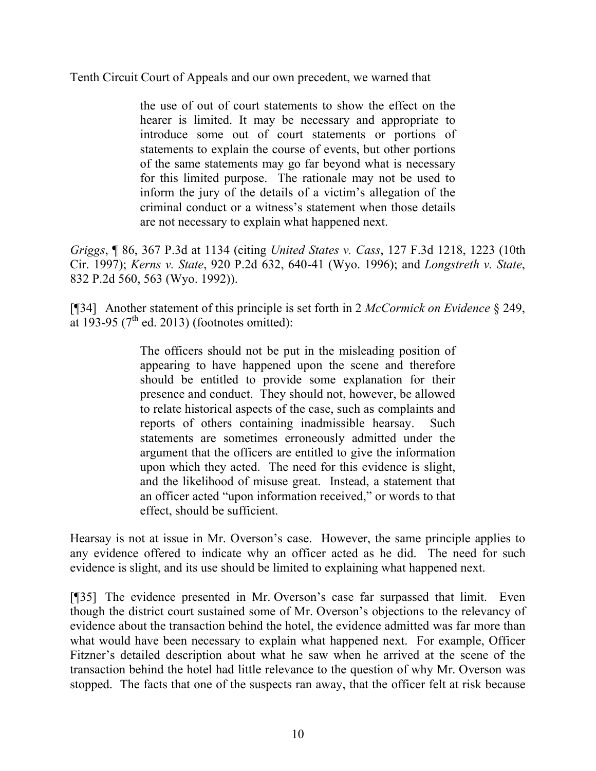Tenth Circuit Court of Appeals and our own precedent, we warned that

> the use of out of court statements to show the effect on the hearer is limited. It may be necessary and appropriate to introduce some out of court statements or portions of statements to explain the course of events, but other portions of the same statements may go far beyond what is necessary for this limited purpose. The rationale may not be used to inform the jury of the details of a victim's allegation of the criminal conduct or a witness's statement when those details are not necessary to explain what happened next.

*Griggs*, ¶ 86, 367 P.3d at 1134 (citing *United States v. Cass*, 127 F.3d 1218, 1223 (10th Cir. 1997); *Kerns v. State*, 920 P.2d 632, 640-41 (Wyo. 1996); and *Longstreth v. State*, 832 P.2d 560, 563 (Wyo. 1992)).

[¶34] Another statement of this principle is set forth in 2 *McCormick on Evidence* § 249, at 193-95 (7th ed. 2013) (footnotes omitted):

> The officers should not be put in the misleading position of appearing to have happened upon the scene and therefore should be entitled to provide some explanation for their presence and conduct. They should not, however, be allowed to relate historical aspects of the case, such as complaints and reports of others containing inadmissible hearsay. Such statements are sometimes erroneously admitted under the argument that the officers are entitled to give the information upon which they acted. The need for this evidence is slight, and the likelihood of misuse great. Instead, a statement that an officer acted "upon information received," or words to that effect, should be sufficient.

Hearsay is not at issue in Mr. Overson's case. However, the same principle applies to any evidence offered to indicate why an officer acted as he did. The need for such evidence is slight, and its use should be limited to explaining what happened next.

[¶35] The evidence presented in Mr. Overson's case far surpassed that limit. Even though the district court sustained some of Mr. Overson's objections to the relevancy of evidence about the transaction behind the hotel, the evidence admitted was far more than what would have been necessary to explain what happened next. For example, Officer Fitzner's detailed description about what he saw when he arrived at the scene of the transaction behind the hotel had little relevance to the question of why Mr. Overson was stopped. The facts that one of the suspects ran away, that the officer felt at risk because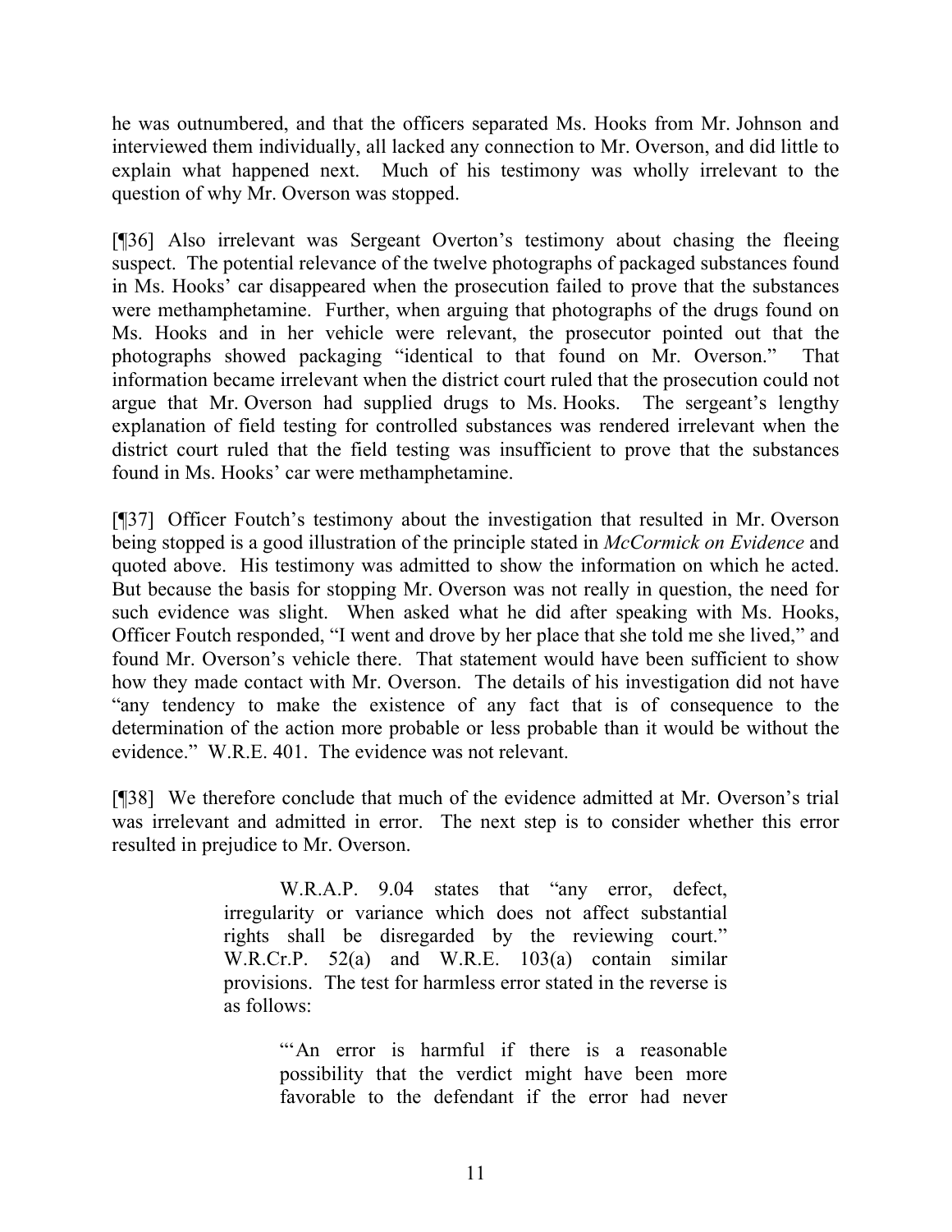he was outnumbered, and that the officers separated Ms. Hooks from Mr. Johnson and interviewed them individually, all lacked any connection to Mr. Overson, and did little to explain what happened next. Much of his testimony was wholly irrelevant to the question of why Mr. Overson was stopped.

[¶36] Also irrelevant was Sergeant Overton's testimony about chasing the fleeing suspect. The potential relevance of the twelve photographs of packaged substances found in Ms. Hooks' car disappeared when the prosecution failed to prove that the substances were methamphetamine. Further, when arguing that photographs of the drugs found on Ms. Hooks and in her vehicle were relevant, the prosecutor pointed out that the photographs showed packaging "identical to that found on Mr. Overson." That information became irrelevant when the district court ruled that the prosecution could not argue that Mr. Overson had supplied drugs to Ms. Hooks. The sergeant's lengthy explanation of field testing for controlled substances was rendered irrelevant when the district court ruled that the field testing was insufficient to prove that the substances found in Ms. Hooks' car were methamphetamine.

[¶37] Officer Foutch's testimony about the investigation that resulted in Mr. Overson being stopped is a good illustration of the principle stated in *McCormick on Evidence* and quoted above. His testimony was admitted to show the information on which he acted. But because the basis for stopping Mr. Overson was not really in question, the need for such evidence was slight. When asked what he did after speaking with Ms. Hooks, Officer Foutch responded, "I went and drove by her place that she told me she lived," and found Mr. Overson's vehicle there. That statement would have been sufficient to show how they made contact with Mr. Overson. The details of his investigation did not have "any tendency to make the existence of any fact that is of consequence to the determination of the action more probable or less probable than it would be without the evidence." W.R.E. 401. The evidence was not relevant.

[¶38] We therefore conclude that much of the evidence admitted at Mr. Overson's trial was irrelevant and admitted in error. The next step is to consider whether this error resulted in prejudice to Mr. Overson.

> W.R.A.P. 9.04 states that "any error, defect, irregularity or variance which does not affect substantial rights shall be disregarded by the reviewing court." W.R.Cr.P. 52(a) and W.R.E. 103(a) contain similar provisions. The test for harmless error stated in the reverse is as follows:
>
> > "'An error is harmful if there is a reasonable possibility that the verdict might have been more favorable to the defendant if the error had never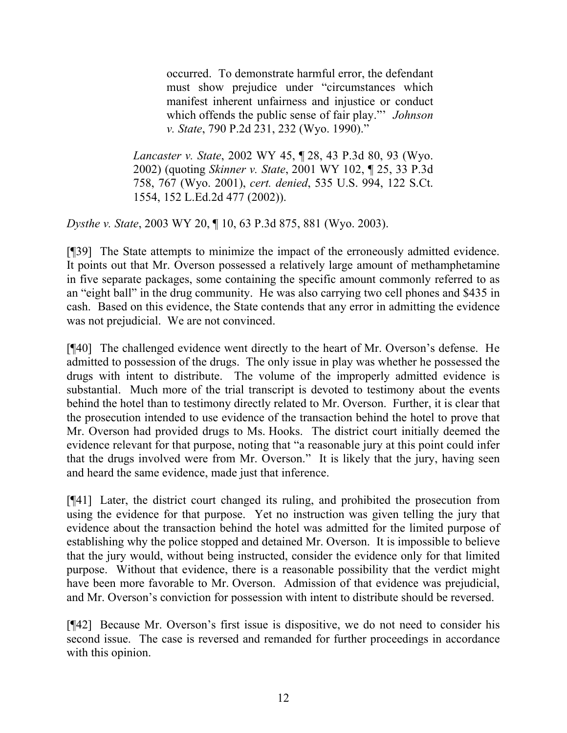> occurred. To demonstrate harmful error, the defendant must show prejudice under "circumstances which manifest inherent unfairness and injustice or conduct which offends the public sense of fair play."' *Johnson v. State*, 790 P.2d 231, 232 (Wyo. 1990)."
>
> *Lancaster v. State*, 2002 WY 45, ¶ 28, 43 P.3d 80, 93 (Wyo. 2002) (quoting *Skinner v. State*, 2001 WY 102, ¶ 25, 33 P.3d 758, 767 (Wyo. 2001), *cert. denied*, 535 U.S. 994, 122 S.Ct. 1554, 152 L.Ed.2d 477 (2002)).

*Dysthe v. State*, 2003 WY 20, ¶ 10, 63 P.3d 875, 881 (Wyo. 2003).

[¶39] The State attempts to minimize the impact of the erroneously admitted evidence. It points out that Mr. Overson possessed a relatively large amount of methamphetamine in five separate packages, some containing the specific amount commonly referred to as an "eight ball" in the drug community. He was also carrying two cell phones and $435 in cash. Based on this evidence, the State contends that any error in admitting the evidence was not prejudicial. We are not convinced.

[¶40] The challenged evidence went directly to the heart of Mr. Overson's defense. He admitted to possession of the drugs. The only issue in play was whether he possessed the drugs with intent to distribute. The volume of the improperly admitted evidence is substantial. Much more of the trial transcript is devoted to testimony about the events behind the hotel than to testimony directly related to Mr. Overson. Further, it is clear that the prosecution intended to use evidence of the transaction behind the hotel to prove that Mr. Overson had provided drugs to Ms. Hooks. The district court initially deemed the evidence relevant for that purpose, noting that "a reasonable jury at this point could infer that the drugs involved were from Mr. Overson." It is likely that the jury, having seen and heard the same evidence, made just that inference.

[¶41] Later, the district court changed its ruling, and prohibited the prosecution from using the evidence for that purpose. Yet no instruction was given telling the jury that evidence about the transaction behind the hotel was admitted for the limited purpose of establishing why the police stopped and detained Mr. Overson. It is impossible to believe that the jury would, without being instructed, consider the evidence only for that limited purpose. Without that evidence, there is a reasonable possibility that the verdict might have been more favorable to Mr. Overson. Admission of that evidence was prejudicial, and Mr. Overson's conviction for possession with intent to distribute should be reversed.

[¶42] Because Mr. Overson's first issue is dispositive, we do not need to consider his second issue. The case is reversed and remanded for further proceedings in accordance with this opinion.